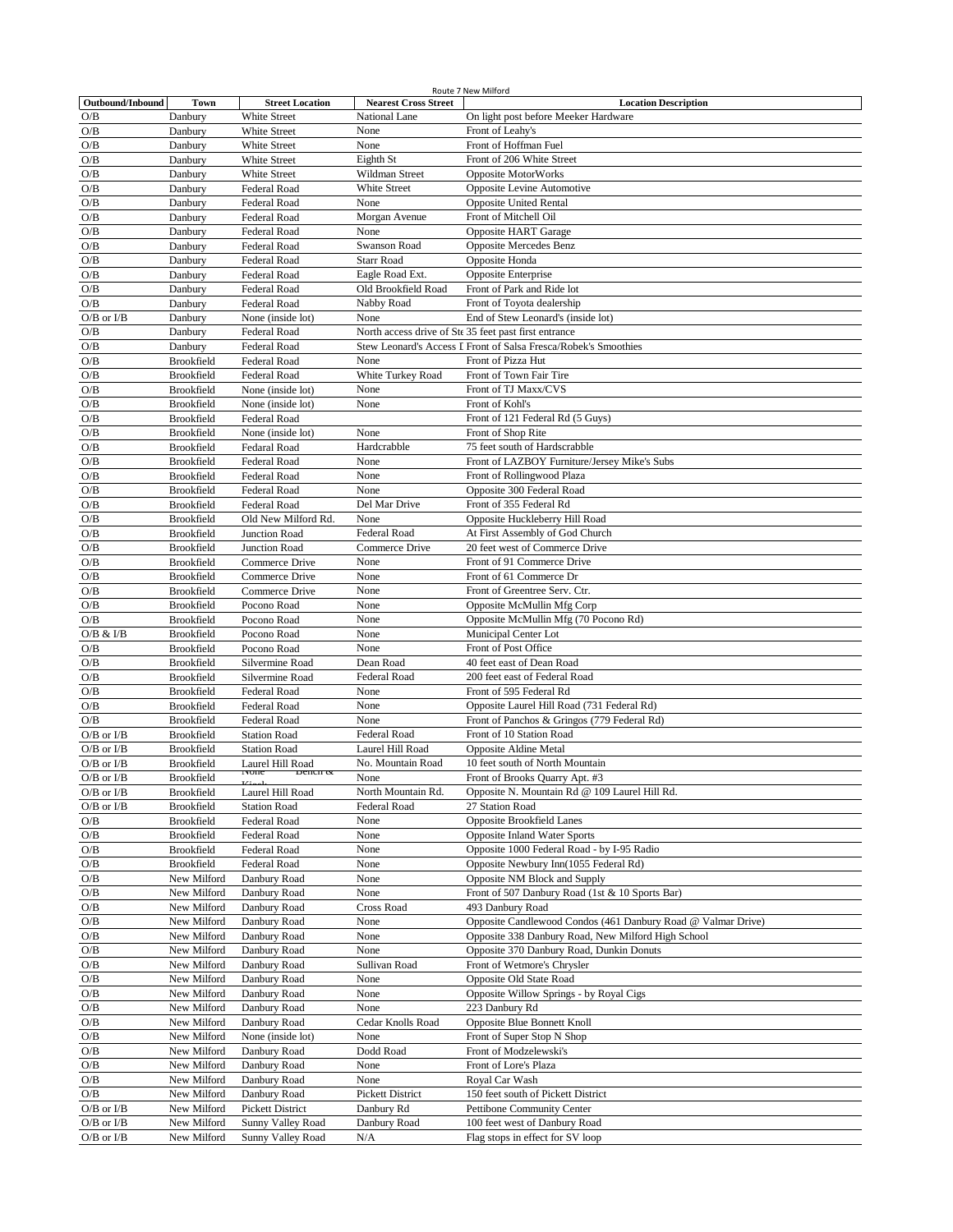Route 7 New Milford

| Outbound/Inbound | Town | Street Location | Nearest Cross Street | Location Description |
|---|---|---|---|---|
| O/B | Danbury | White Street | National Lane | On light post before Meeker Hardware |
| O/B | Danbury | White Street | None | Front of Leahy's |
| O/B | Danbury | White Street | None | Front of Hoffman Fuel |
| O/B | Danbury | White Street | Eighth St | Front of 206 White Street |
| O/B | Danbury | White Street | Wildman Street | Opposite MotorWorks |
| O/B | Danbury | Federal Road | White Street | Opposite Levine Automotive |
| O/B | Danbury | Federal Road | None | Opposite United Rental |
| O/B | Danbury | Federal Road | Morgan Avenue | Front of Mitchell Oil |
| O/B | Danbury | Federal Road | None | Opposite HART Garage |
| O/B | Danbury | Federal Road | Swanson Road | Opposite Mercedes Benz |
| O/B | Danbury | Federal Road | Starr Road | Opposite Honda |
| O/B | Danbury | Federal Road | Eagle Road Ext. | Opposite Enterprise |
| O/B | Danbury | Federal Road | Old Brookfield Road | Front of Park and Ride lot |
| O/B | Danbury | Federal Road | Nabby Road | Front of Toyota dealership |
| O/B or I/B | Danbury | None (inside lot) | None | End of Stew Leonard's (inside lot) |
| O/B | Danbury | Federal Road | North access drive of Ste | 35 feet past first entrance |
| O/B | Danbury | Federal Road | Stew Leonard's Access I | Front of Salsa Fresca/Robek's Smoothies |
| O/B | Brookfield | Federal Road | None | Front of Pizza Hut |
| O/B | Brookfield | Federal Road | White Turkey Road | Front of Town Fair Tire |
| O/B | Brookfield | None (inside lot) | None | Front of TJ Maxx/CVS |
| O/B | Brookfield | None (inside lot) | None | Front of Kohl's |
| O/B | Brookfield | Federal Road | | Front of 121 Federal Rd (5 Guys) |
| O/B | Brookfield | None (inside lot) | None | Front of Shop Rite |
| O/B | Brookfield | Fedaral Road | Hardcrabble | 75 feet south of Hardscrabble |
| O/B | Brookfield | Federal Road | None | Front of LAZBOY Furniture/Jersey Mike's Subs |
| O/B | Brookfield | Federal Road | None | Front of Rollingwood Plaza |
| O/B | Brookfield | Federal Road | None | Opposite 300 Federal Road |
| O/B | Brookfield | Federal Road | Del Mar Drive | Front of 355 Federal Rd |
| O/B | Brookfield | Old New Milford Rd. | None | Opposite Huckleberry Hill Road |
| O/B | Brookfield | Junction Road | Federal Road | At First Assembly of God Church |
| O/B | Brookfield | Junction Road | Commerce Drive | 20 feet west of Commerce Drive |
| O/B | Brookfield | Commerce Drive | None | Front of 91 Commerce Drive |
| O/B | Brookfield | Commerce Drive | None | Front of 61 Commerce Dr |
| O/B | Brookfield | Commerce Drive | None | Front of Greentree Serv. Ctr. |
| O/B | Brookfield | Pocono Road | None | Opposite McMullin Mfg Corp |
| O/B | Brookfield | Pocono Road | None | Opposite McMullin Mfg (70 Pocono Rd) |
| O/B & I/B | Brookfield | Pocono Road | None | Municipal Center Lot |
| O/B | Brookfield | Pocono Road | None | Front of Post Office |
| O/B | Brookfield | Silvermine Road | Dean Road | 40 feet east of Dean Road |
| O/B | Brookfield | Silvermine Road | Federal Road | 200 feet east of Federal Road |
| O/B | Brookfield | Federal Road | None | Front of 595 Federal Rd |
| O/B | Brookfield | Federal Road | None | Opposite Laurel Hill Road (731 Federal Rd) |
| O/B | Brookfield | Federal Road | None | Front of Panchos & Gringos (779 Federal Rd) |
| O/B or I/B | Brookfield | Station Road | Federal Road | Front of 10 Station Road |
| O/B or I/B | Brookfield | Station Road | Laurel Hill Road | Opposite Aldine Metal |
| O/B or I/B | Brookfield | Laurel Hill Road | No. Mountain Road | 10 feet south of North Mountain |
| O/B or I/B | Brookfield | None Bench & Kiosk | None | Front of Brooks Quarry Apt. #3 |
| O/B or I/B | Brookfield | Laurel Hill Road | North Mountain Rd. | Opposite N. Mountain Rd @ 109 Laurel Hill Rd. |
| O/B or I/B | Brookfield | Station Road | Federal Road | 27 Station Road |
| O/B | Brookfield | Federal Road | None | Opposite Brookfield Lanes |
| O/B | Brookfield | Federal Road | None | Opposite Inland Water Sports |
| O/B | Brookfield | Federal Road | None | Opposite 1000 Federal Road - by I-95 Radio |
| O/B | Brookfield | Federal Road | None | Opposite Newbury Inn(1055 Federal Rd) |
| O/B | New Milford | Danbury Road | None | Opposite NM Block and Supply |
| O/B | New Milford | Danbury Road | None | Front of 507 Danbury Road (1st & 10 Sports Bar) |
| O/B | New Milford | Danbury Road | Cross Road | 493 Danbury Road |
| O/B | New Milford | Danbury Road | None | Opposite Candlewood Condos (461 Danbury Road @ Valmar Drive) |
| O/B | New Milford | Danbury Road | None | Opposite 338 Danbury Road, New Milford High School |
| O/B | New Milford | Danbury Road | None | Opposite 370 Danbury Road, Dunkin Donuts |
| O/B | New Milford | Danbury Road | Sullivan Road | Front of Wetmore's Chrysler |
| O/B | New Milford | Danbury Road | None | Opposite Old State Road |
| O/B | New Milford | Danbury Road | None | Opposite Willow Springs - by Royal Cigs |
| O/B | New Milford | Danbury Road | None | 223 Danbury Rd |
| O/B | New Milford | Danbury Road | Cedar Knolls Road | Opposite Blue Bonnett Knoll |
| O/B | New Milford | None (inside lot) | None | Front of Super Stop N Shop |
| O/B | New Milford | Danbury Road | Dodd Road | Front of Modzelewski's |
| O/B | New Milford | Danbury Road | None | Front of Lore's Plaza |
| O/B | New Milford | Danbury Road | None | Royal Car Wash |
| O/B | New Milford | Danbury Road | Pickett District | 150 feet south of Pickett District |
| O/B or I/B | New Milford | Pickett District | Danbury Rd | Pettibone Community Center |
| O/B or I/B | New Milford | Sunny Valley Road | Danbury Road | 100 feet west of Danbury Road |
| O/B or I/B | New Milford | Sunny Valley Road | N/A | Flag stops in effect for SV loop |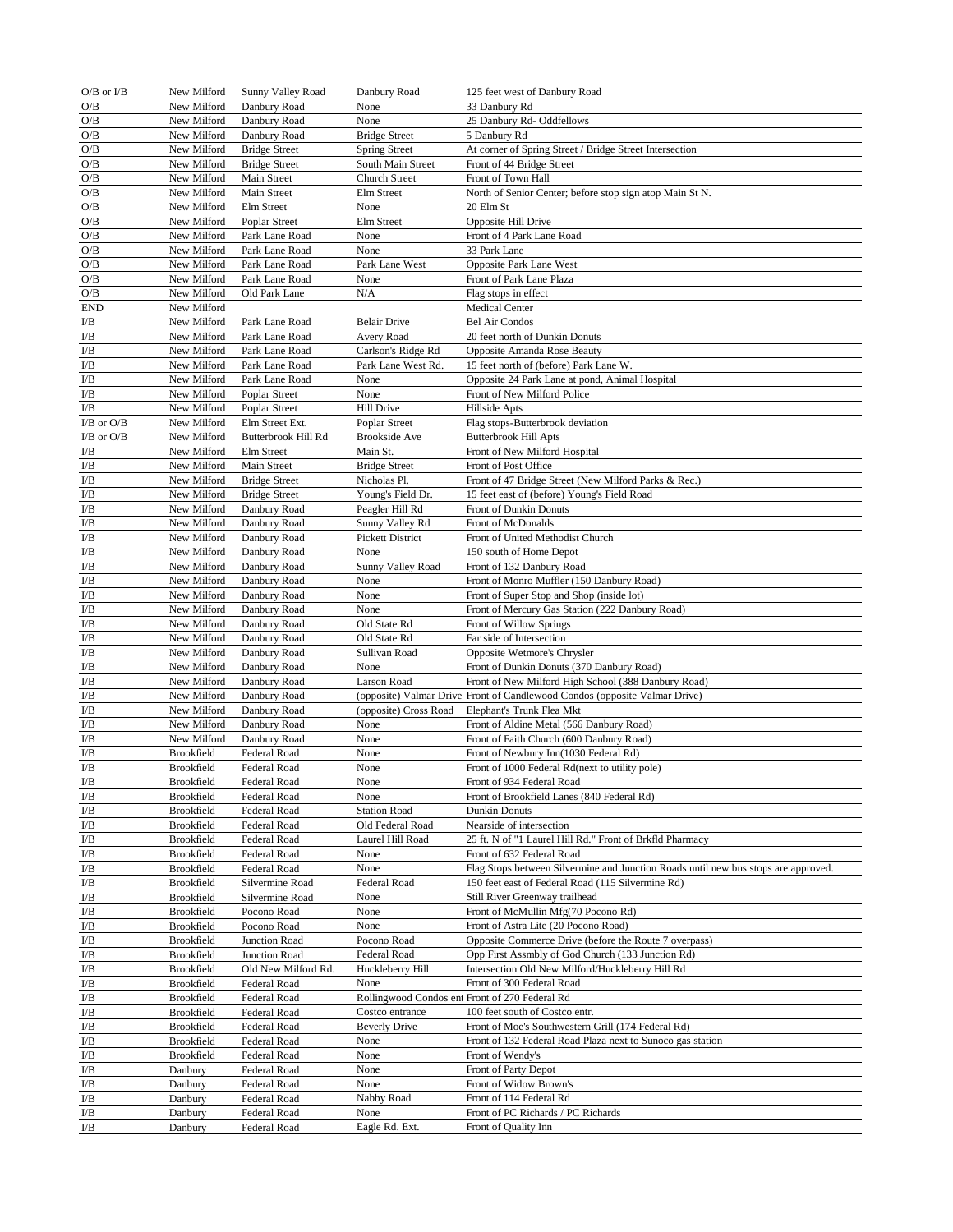| O/B or I/B | New Milford | Sunny Valley Road | Danbury Road | 125 feet west of Danbury Road |
|---|---|---|---|---|
| O/B | New Milford | Danbury Road | None | 33 Danbury Rd |
| O/B | New Milford | Danbury Road | None | 25 Danbury Rd- Oddfellows |
| O/B | New Milford | Danbury Road | Bridge Street | 5 Danbury Rd |
| O/B | New Milford | Bridge Street | Spring Street | At corner of Spring Street / Bridge Street Intersection |
| O/B | New Milford | Bridge Street | South Main Street | Front of 44 Bridge Street |
| O/B | New Milford | Main Street | Church Street | Front of Town Hall |
| O/B | New Milford | Main Street | Elm Street | North of Senior Center; before stop sign atop Main St N. |
| O/B | New Milford | Elm Street | None | 20 Elm St |
| O/B | New Milford | Poplar Street | Elm Street | Opposite Hill Drive |
| O/B | New Milford | Park Lane Road | None | Front of 4 Park Lane Road |
| O/B | New Milford | Park Lane Road | None | 33 Park Lane |
| O/B | New Milford | Park Lane Road | Park Lane West | Opposite Park Lane West |
| O/B | New Milford | Park Lane Road | None | Front of Park Lane Plaza |
| O/B | New Milford | Old Park Lane | N/A | Flag stops in effect |
| END | New Milford | | | Medical Center |
| I/B | New Milford | Park Lane Road | Belair Drive | Bel Air Condos |
| I/B | New Milford | Park Lane Road | Avery Road | 20 feet north of Dunkin Donuts |
| I/B | New Milford | Park Lane Road | Carlson's Ridge Rd | Opposite Amanda Rose Beauty |
| I/B | New Milford | Park Lane Road | Park Lane West Rd. | 15 feet north of (before) Park Lane W. |
| I/B | New Milford | Park Lane Road | None | Opposite 24 Park Lane at pond, Animal Hospital |
| I/B | New Milford | Poplar Street | None | Front of New Milford Police |
| I/B | New Milford | Poplar Street | Hill Drive | Hillside Apts |
| I/B or O/B | New Milford | Elm Street Ext. | Poplar Street | Flag stops-Butterbrook deviation |
| I/B or O/B | New Milford | Butterbrook Hill Rd | Brookside Ave | Butterbrook Hill Apts |
| I/B | New Milford | Elm Street | Main St. | Front of New Milford Hospital |
| I/B | New Milford | Main Street | Bridge Street | Front of Post Office |
| I/B | New Milford | Bridge Street | Nicholas Pl. | Front of 47 Bridge Street (New Milford Parks & Rec.) |
| I/B | New Milford | Bridge Street | Young's Field Dr. | 15 feet east of (before) Young's Field Road |
| I/B | New Milford | Danbury Road | Peagler Hill Rd | Front of Dunkin Donuts |
| I/B | New Milford | Danbury Road | Sunny Valley Rd | Front of McDonalds |
| I/B | New Milford | Danbury Road | Pickett District | Front of United Methodist Church |
| I/B | New Milford | Danbury Road | None | 150 south of Home Depot |
| I/B | New Milford | Danbury Road | Sunny Valley Road | Front of 132 Danbury Road |
| I/B | New Milford | Danbury Road | None | Front of Monro Muffler (150 Danbury Road) |
| I/B | New Milford | Danbury Road | None | Front of Super Stop and Shop (inside lot) |
| I/B | New Milford | Danbury Road | None | Front of Mercury Gas Station (222 Danbury Road) |
| I/B | New Milford | Danbury Road | Old State Rd | Front of Willow Springs |
| I/B | New Milford | Danbury Road | Old State Rd | Far side of Intersection |
| I/B | New Milford | Danbury Road | Sullivan Road | Opposite Wetmore's Chrysler |
| I/B | New Milford | Danbury Road | None | Front of Dunkin Donuts (370 Danbury Road) |
| I/B | New Milford | Danbury Road | Larson Road | Front of New Milford High School (388 Danbury Road) |
| I/B | New Milford | Danbury Road | (opposite) Valmar Drive | Front of Candlewood Condos (opposite Valmar Drive) |
| I/B | New Milford | Danbury Road | (opposite) Cross Road | Elephant's Trunk Flea Mkt |
| I/B | New Milford | Danbury Road | None | Front of Aldine Metal (566 Danbury Road) |
| I/B | New Milford | Danbury Road | None | Front of Faith Church (600 Danbury Road) |
| I/B | Brookfield | Federal Road | None | Front of Newbury Inn(1030 Federal Rd) |
| I/B | Brookfield | Federal Road | None | Front of 1000 Federal Rd(next to utility pole) |
| I/B | Brookfield | Federal Road | None | Front of 934 Federal Road |
| I/B | Brookfield | Federal Road | None | Front of Brookfield Lanes (840 Federal Rd) |
| I/B | Brookfield | Federal Road | Station Road | Dunkin Donuts |
| I/B | Brookfield | Federal Road | Old Federal Road | Nearside of intersection |
| I/B | Brookfield | Federal Road | Laurel Hill Road | 25 ft. N of "1 Laurel Hill Rd." Front of Brkfld Pharmacy |
| I/B | Brookfield | Federal Road | None | Front of 632 Federal Road |
| I/B | Brookfield | Federal Road | None | Flag Stops between Silvermine and Junction Roads until new bus stops are approved. |
| I/B | Brookfield | Silvermine Road | Federal Road | 150 feet east of Federal Road (115 Silvermine Rd) |
| I/B | Brookfield | Silvermine Road | None | Still River Greenway trailhead |
| I/B | Brookfield | Pocono Road | None | Front of McMullin Mfg(70 Pocono Rd) |
| I/B | Brookfield | Pocono Road | None | Front of Astra Lite (20 Pocono Road) |
| I/B | Brookfield | Junction Road | Pocono Road | Opposite Commerce Drive (before the Route 7 overpass) |
| I/B | Brookfield | Junction Road | Federal Road | Opp First Assmbly of God Church (133 Junction Rd) |
| I/B | Brookfield | Old New Milford Rd. | Huckleberry Hill | Intersection Old New Milford/Huckleberry Hill Rd |
| I/B | Brookfield | Federal Road | None | Front of 300 Federal Road |
| I/B | Brookfield | Federal Road | Rollingwood Condos ent | Front of 270 Federal Rd |
| I/B | Brookfield | Federal Road | Costco entrance | 100 feet south of Costco entr. |
| I/B | Brookfield | Federal Road | Beverly Drive | Front of Moe's Southwestern Grill (174 Federal Rd) |
| I/B | Brookfield | Federal Road | None | Front of 132 Federal Road Plaza next to Sunoco gas station |
| I/B | Brookfield | Federal Road | None | Front of Wendy's |
| I/B | Danbury | Federal Road | None | Front of Party Depot |
| I/B | Danbury | Federal Road | None | Front of Widow Brown's |
| I/B | Danbury | Federal Road | Nabby Road | Front of 114 Federal Rd |
| I/B | Danbury | Federal Road | None | Front of PC Richards / PC Richards |
| I/B | Danbury | Federal Road | Eagle Rd. Ext. | Front of Quality Inn |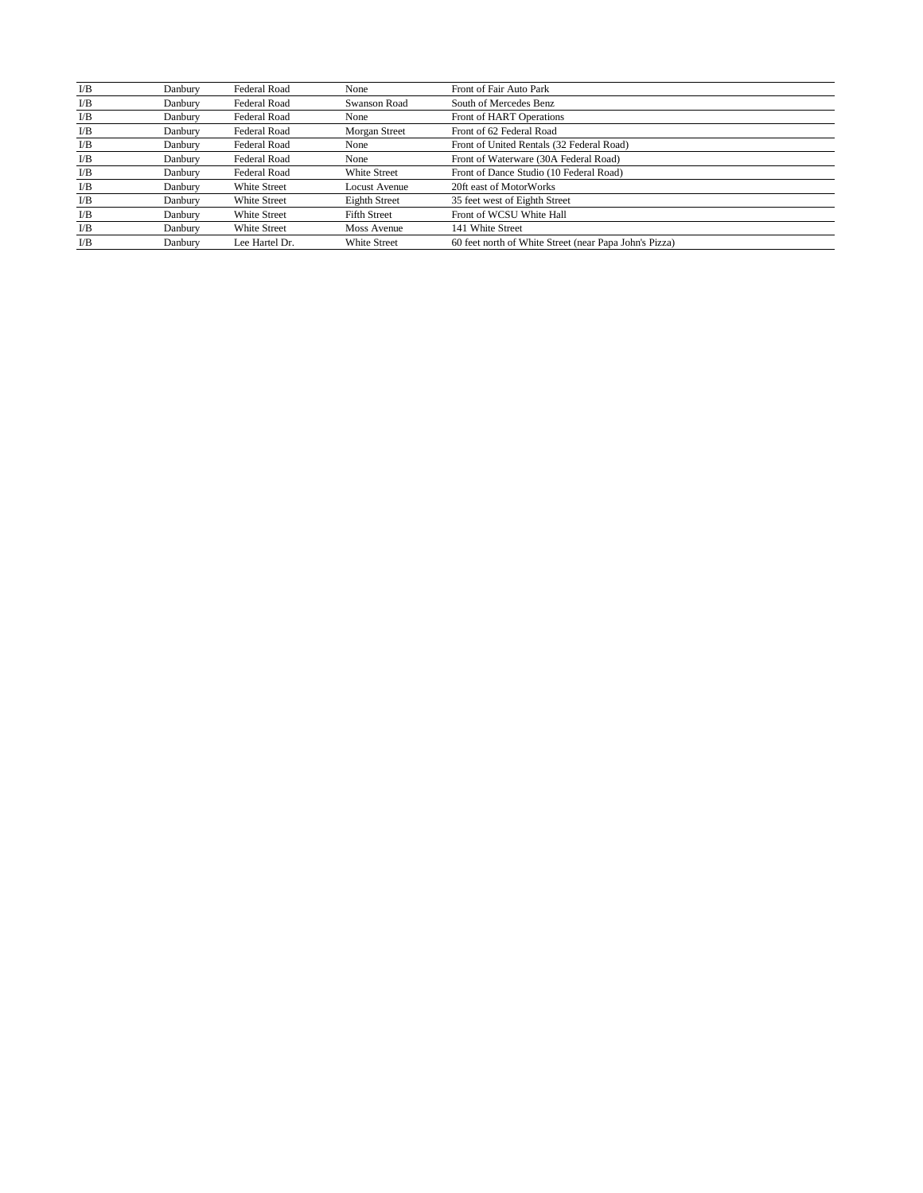| | | | | |
|---|---|---|---|---|
| I/B | Danbury | Federal Road | None | Front of Fair Auto Park |
| I/B | Danbury | Federal Road | Swanson Road | South of Mercedes Benz |
| I/B | Danbury | Federal Road | None | Front of HART Operations |
| I/B | Danbury | Federal Road | Morgan Street | Front of 62 Federal Road |
| I/B | Danbury | Federal Road | None | Front of United Rentals (32 Federal Road) |
| I/B | Danbury | Federal Road | None | Front of Waterware (30A Federal Road) |
| I/B | Danbury | Federal Road | White Street | Front of Dance Studio (10 Federal Road) |
| I/B | Danbury | White Street | Locust Avenue | 20ft east of MotorWorks |
| I/B | Danbury | White Street | Eighth Street | 35 feet west of Eighth Street |
| I/B | Danbury | White Street | Fifth Street | Front of WCSU White Hall |
| I/B | Danbury | White Street | Moss Avenue | 141 White Street |
| I/B | Danbury | Lee Hartel Dr. | White Street | 60 feet north of White Street (near Papa John's Pizza) |